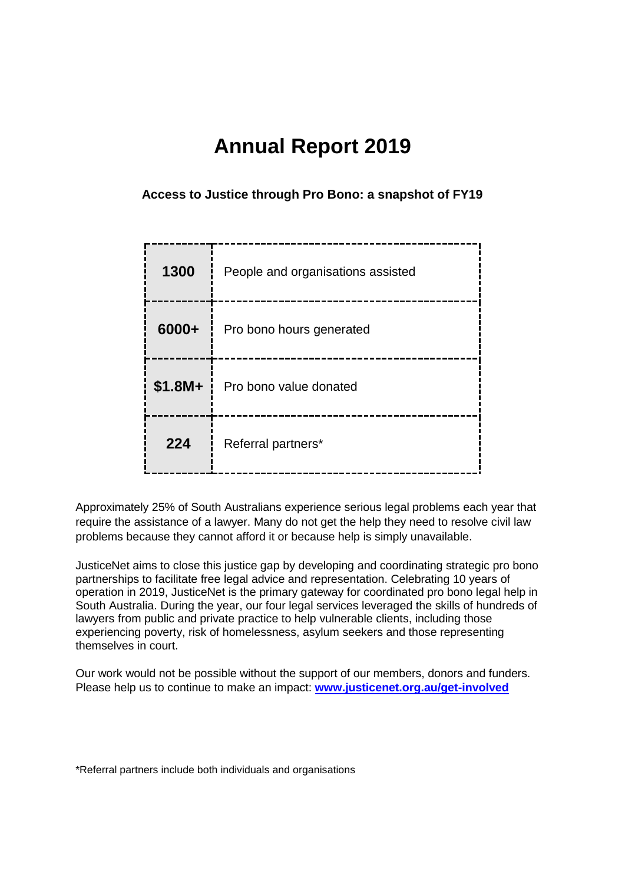# Annual Report 2019

**Access to Justice through Pro Bono: a snapshot of FY19**

| | |
|---|---|
| **1300** | People and organisations assisted |
| **6000+** | Pro bono hours generated |
| **$1.8M+** | Pro bono value donated |
| **224** | Referral partners* |

Approximately 25% of South Australians experience serious legal problems each year that require the assistance of a lawyer. Many do not get the help they need to resolve civil law problems because they cannot afford it or because help is simply unavailable.

JusticeNet aims to close this justice gap by developing and coordinating strategic pro bono partnerships to facilitate free legal advice and representation. Celebrating 10 years of operation in 2019, JusticeNet is the primary gateway for coordinated pro bono legal help in South Australia. During the year, our four legal services leveraged the skills of hundreds of lawyers from public and private practice to help vulnerable clients, including those experiencing poverty, risk of homelessness, asylum seekers and those representing themselves in court.

Our work would not be possible without the support of our members, donors and funders. Please help us to continue to make an impact: **[www.justicenet.org.au/get-involved](www.justicenet.org.au/get-involved)**

*Referral partners include both individuals and organisations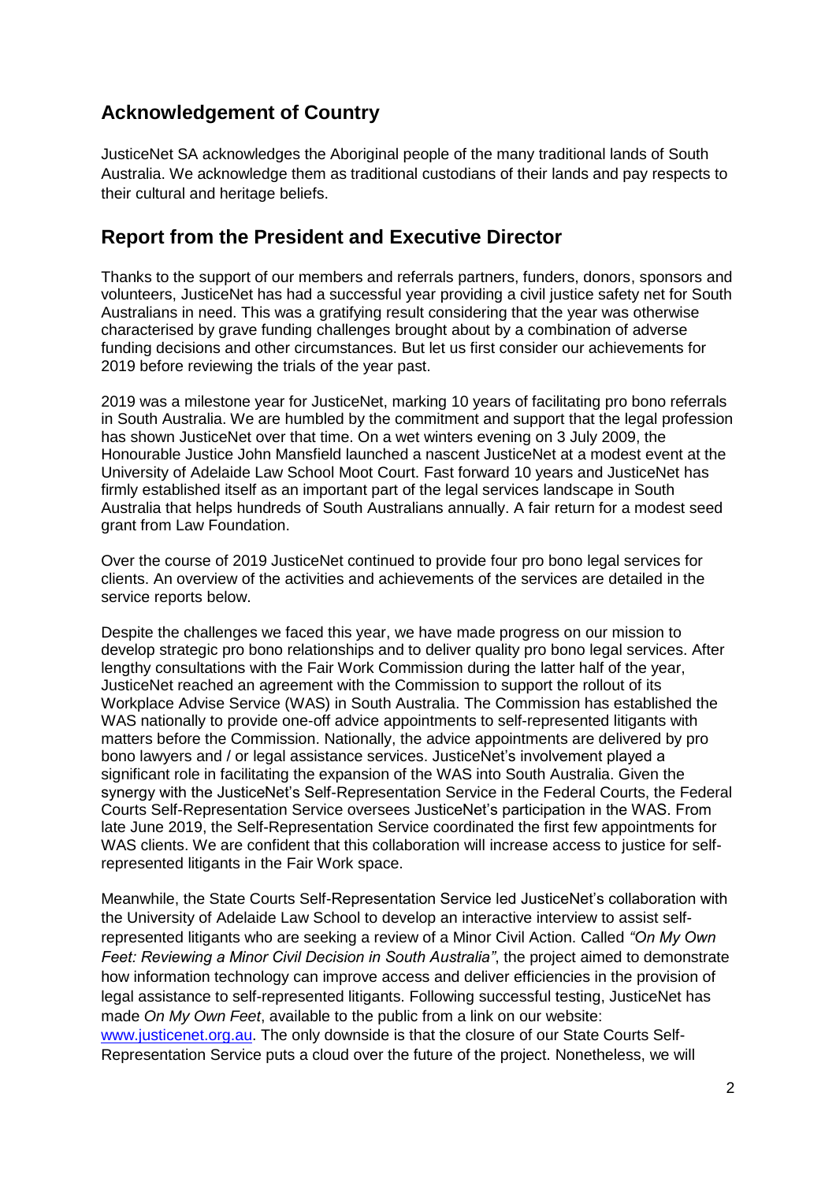## Acknowledgement of Country

JusticeNet SA acknowledges the Aboriginal people of the many traditional lands of South Australia. We acknowledge them as traditional custodians of their lands and pay respects to their cultural and heritage beliefs.

## Report from the President and Executive Director

Thanks to the support of our members and referrals partners, funders, donors, sponsors and volunteers, JusticeNet has had a successful year providing a civil justice safety net for South Australians in need. This was a gratifying result considering that the year was otherwise characterised by grave funding challenges brought about by a combination of adverse funding decisions and other circumstances. But let us first consider our achievements for 2019 before reviewing the trials of the year past.

2019 was a milestone year for JusticeNet, marking 10 years of facilitating pro bono referrals in South Australia. We are humbled by the commitment and support that the legal profession has shown JusticeNet over that time. On a wet winters evening on 3 July 2009, the Honourable Justice John Mansfield launched a nascent JusticeNet at a modest event at the University of Adelaide Law School Moot Court. Fast forward 10 years and JusticeNet has firmly established itself as an important part of the legal services landscape in South Australia that helps hundreds of South Australians annually. A fair return for a modest seed grant from Law Foundation.

Over the course of 2019 JusticeNet continued to provide four pro bono legal services for clients. An overview of the activities and achievements of the services are detailed in the service reports below.

Despite the challenges we faced this year, we have made progress on our mission to develop strategic pro bono relationships and to deliver quality pro bono legal services. After lengthy consultations with the Fair Work Commission during the latter half of the year, JusticeNet reached an agreement with the Commission to support the rollout of its Workplace Advise Service (WAS) in South Australia. The Commission has established the WAS nationally to provide one-off advice appointments to self-represented litigants with matters before the Commission. Nationally, the advice appointments are delivered by pro bono lawyers and / or legal assistance services. JusticeNet's involvement played a significant role in facilitating the expansion of the WAS into South Australia. Given the synergy with the JusticeNet's Self-Representation Service in the Federal Courts, the Federal Courts Self-Representation Service oversees JusticeNet's participation in the WAS. From late June 2019, the Self-Representation Service coordinated the first few appointments for WAS clients. We are confident that this collaboration will increase access to justice for self-represented litigants in the Fair Work space.

Meanwhile, the State Courts Self-Representation Service led JusticeNet's collaboration with the University of Adelaide Law School to develop an interactive interview to assist self-represented litigants who are seeking a review of a Minor Civil Action. Called *"On My Own Feet: Reviewing a Minor Civil Decision in South Australia"*, the project aimed to demonstrate how information technology can improve access and deliver efficiencies in the provision of legal assistance to self-represented litigants. Following successful testing, JusticeNet has made *On My Own Feet*, available to the public from a link on our website: [www.justicenet.org.au](www.justicenet.org.au). The only downside is that the closure of our State Courts Self-Representation Service puts a cloud over the future of the project. Nonetheless, we will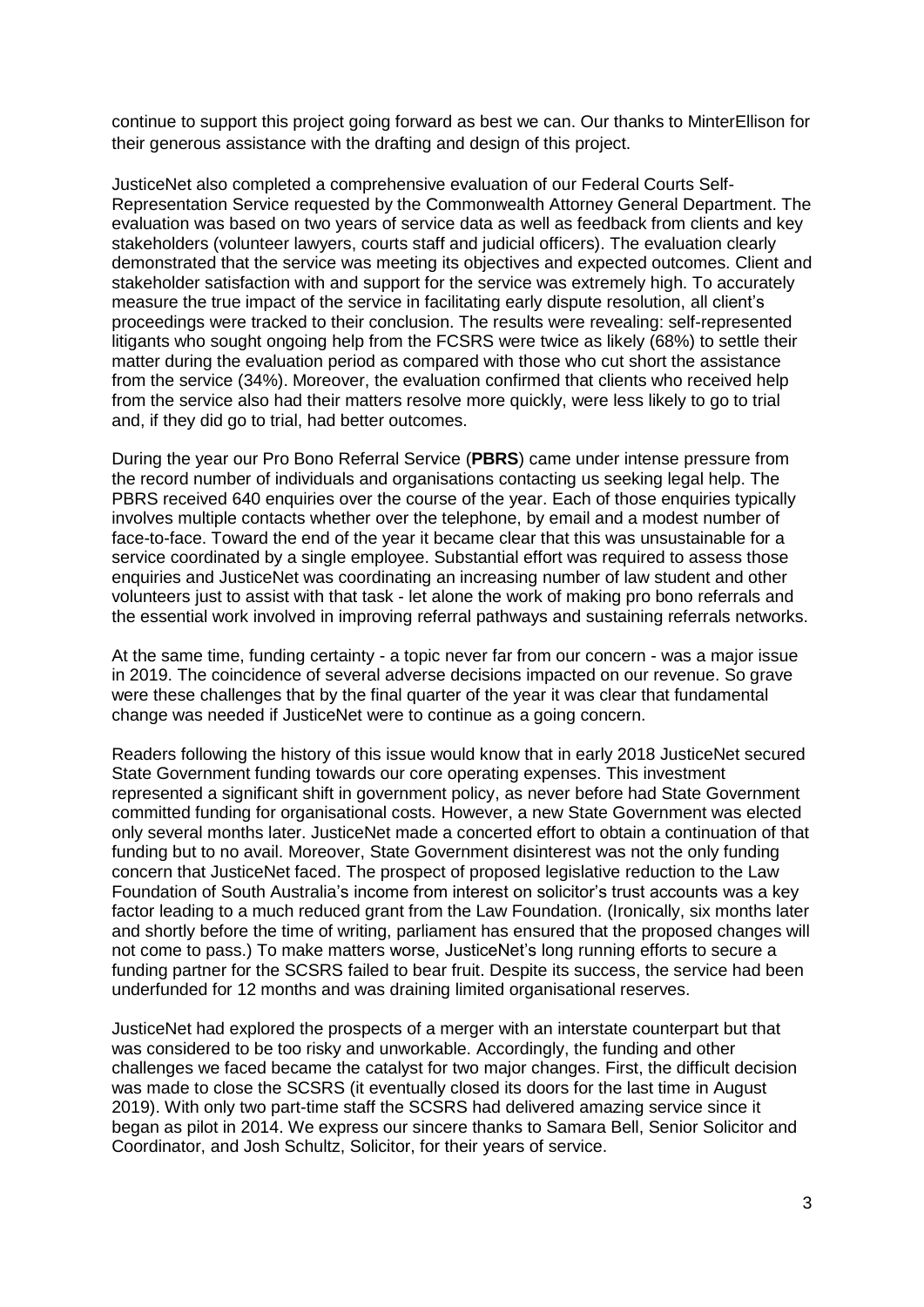continue to support this project going forward as best we can. Our thanks to MinterEllison for their generous assistance with the drafting and design of this project.

JusticeNet also completed a comprehensive evaluation of our Federal Courts Self-Representation Service requested by the Commonwealth Attorney General Department. The evaluation was based on two years of service data as well as feedback from clients and key stakeholders (volunteer lawyers, courts staff and judicial officers). The evaluation clearly demonstrated that the service was meeting its objectives and expected outcomes. Client and stakeholder satisfaction with and support for the service was extremely high. To accurately measure the true impact of the service in facilitating early dispute resolution, all client's proceedings were tracked to their conclusion. The results were revealing: self-represented litigants who sought ongoing help from the FCSRS were twice as likely (68%) to settle their matter during the evaluation period as compared with those who cut short the assistance from the service (34%). Moreover, the evaluation confirmed that clients who received help from the service also had their matters resolve more quickly, were less likely to go to trial and, if they did go to trial, had better outcomes.

During the year our Pro Bono Referral Service (**PBRS**) came under intense pressure from the record number of individuals and organisations contacting us seeking legal help. The PBRS received 640 enquiries over the course of the year. Each of those enquiries typically involves multiple contacts whether over the telephone, by email and a modest number of face-to-face. Toward the end of the year it became clear that this was unsustainable for a service coordinated by a single employee. Substantial effort was required to assess those enquiries and JusticeNet was coordinating an increasing number of law student and other volunteers just to assist with that task - let alone the work of making pro bono referrals and the essential work involved in improving referral pathways and sustaining referrals networks.

At the same time, funding certainty - a topic never far from our concern - was a major issue in 2019. The coincidence of several adverse decisions impacted on our revenue. So grave were these challenges that by the final quarter of the year it was clear that fundamental change was needed if JusticeNet were to continue as a going concern.

Readers following the history of this issue would know that in early 2018 JusticeNet secured State Government funding towards our core operating expenses. This investment represented a significant shift in government policy, as never before had State Government committed funding for organisational costs. However, a new State Government was elected only several months later. JusticeNet made a concerted effort to obtain a continuation of that funding but to no avail. Moreover, State Government disinterest was not the only funding concern that JusticeNet faced. The prospect of proposed legislative reduction to the Law Foundation of South Australia's income from interest on solicitor's trust accounts was a key factor leading to a much reduced grant from the Law Foundation. (Ironically, six months later and shortly before the time of writing, parliament has ensured that the proposed changes will not come to pass.) To make matters worse, JusticeNet's long running efforts to secure a funding partner for the SCSRS failed to bear fruit. Despite its success, the service had been underfunded for 12 months and was draining limited organisational reserves.

JusticeNet had explored the prospects of a merger with an interstate counterpart but that was considered to be too risky and unworkable. Accordingly, the funding and other challenges we faced became the catalyst for two major changes. First, the difficult decision was made to close the SCSRS (it eventually closed its doors for the last time in August 2019). With only two part-time staff the SCSRS had delivered amazing service since it began as pilot in 2014. We express our sincere thanks to Samara Bell, Senior Solicitor and Coordinator, and Josh Schultz, Solicitor, for their years of service.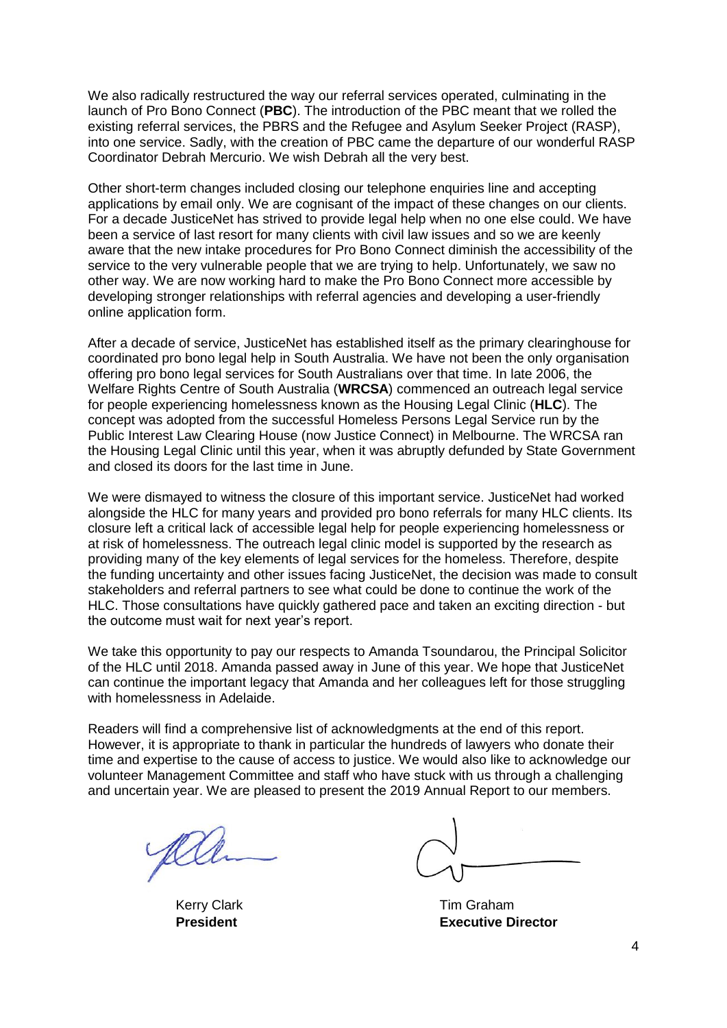We also radically restructured the way our referral services operated, culminating in the launch of Pro Bono Connect (**PBC**). The introduction of the PBC meant that we rolled the existing referral services, the PBRS and the Refugee and Asylum Seeker Project (RASP), into one service. Sadly, with the creation of PBC came the departure of our wonderful RASP Coordinator Debrah Mercurio. We wish Debrah all the very best.

Other short-term changes included closing our telephone enquiries line and accepting applications by email only. We are cognisant of the impact of these changes on our clients. For a decade JusticeNet has strived to provide legal help when no one else could. We have been a service of last resort for many clients with civil law issues and so we are keenly aware that the new intake procedures for Pro Bono Connect diminish the accessibility of the service to the very vulnerable people that we are trying to help. Unfortunately, we saw no other way. We are now working hard to make the Pro Bono Connect more accessible by developing stronger relationships with referral agencies and developing a user-friendly online application form.

After a decade of service, JusticeNet has established itself as the primary clearinghouse for coordinated pro bono legal help in South Australia. We have not been the only organisation offering pro bono legal services for South Australians over that time. In late 2006, the Welfare Rights Centre of South Australia (**WRCSA**) commenced an outreach legal service for people experiencing homelessness known as the Housing Legal Clinic (**HLC**). The concept was adopted from the successful Homeless Persons Legal Service run by the Public Interest Law Clearing House (now Justice Connect) in Melbourne. The WRCSA ran the Housing Legal Clinic until this year, when it was abruptly defunded by State Government and closed its doors for the last time in June.

We were dismayed to witness the closure of this important service. JusticeNet had worked alongside the HLC for many years and provided pro bono referrals for many HLC clients. Its closure left a critical lack of accessible legal help for people experiencing homelessness or at risk of homelessness. The outreach legal clinic model is supported by the research as providing many of the key elements of legal services for the homeless. Therefore, despite the funding uncertainty and other issues facing JusticeNet, the decision was made to consult stakeholders and referral partners to see what could be done to continue the work of the HLC. Those consultations have quickly gathered pace and taken an exciting direction - but the outcome must wait for next year's report.

We take this opportunity to pay our respects to Amanda Tsoundarou, the Principal Solicitor of the HLC until 2018. Amanda passed away in June of this year. We hope that JusticeNet can continue the important legacy that Amanda and her colleagues left for those struggling with homelessness in Adelaide.

Readers will find a comprehensive list of acknowledgments at the end of this report. However, it is appropriate to thank in particular the hundreds of lawyers who donate their time and expertise to the cause of access to justice. We would also like to acknowledge our volunteer Management Committee and staff who have stuck with us through a challenging and uncertain year. We are pleased to present the 2019 Annual Report to our members.

Kerry Clark
**President**

Tim Graham
**Executive Director**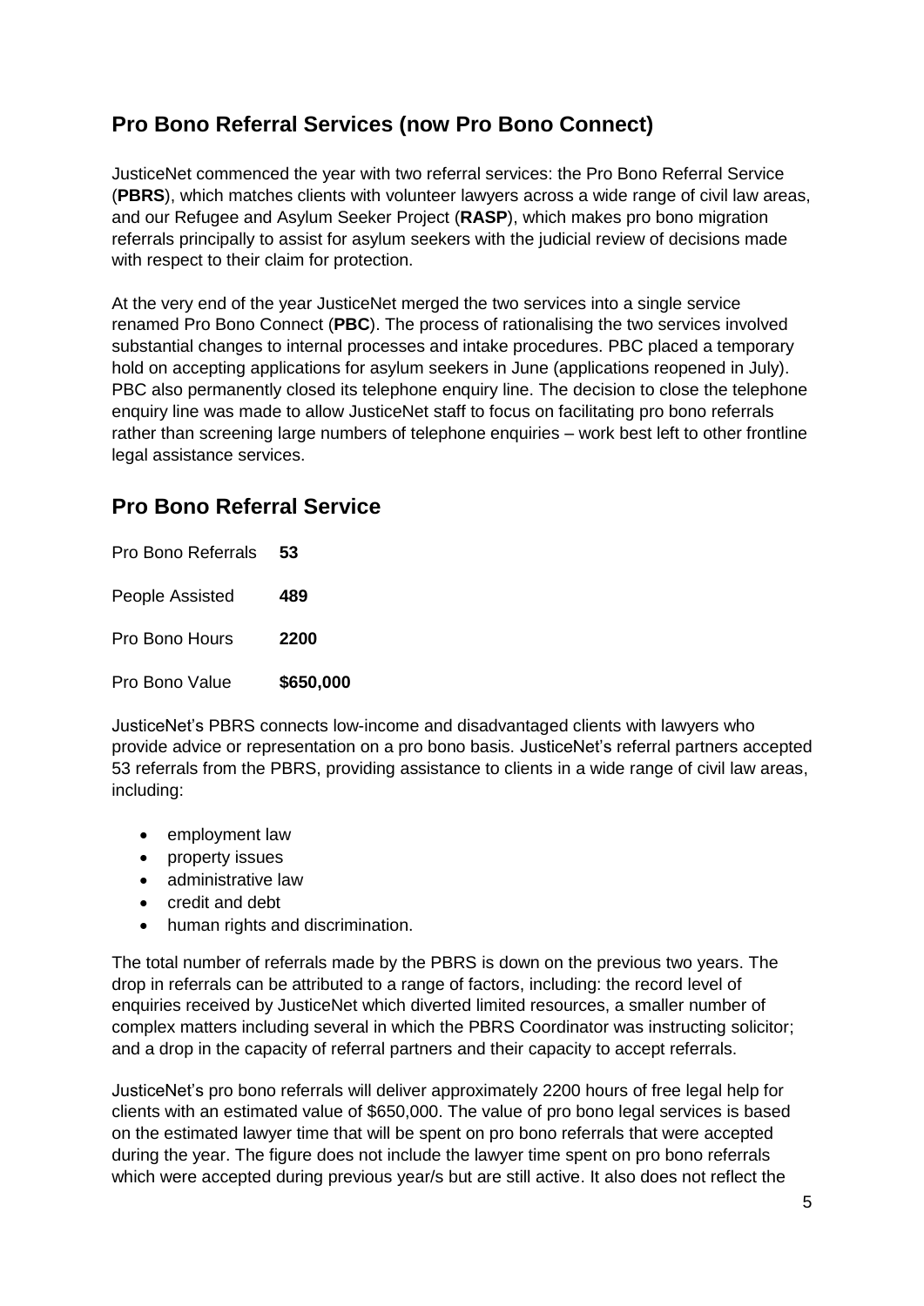## Pro Bono Referral Services (now Pro Bono Connect)

JusticeNet commenced the year with two referral services: the Pro Bono Referral Service (**PBRS**), which matches clients with volunteer lawyers across a wide range of civil law areas, and our Refugee and Asylum Seeker Project (**RASP**), which makes pro bono migration referrals principally to assist for asylum seekers with the judicial review of decisions made with respect to their claim for protection.

At the very end of the year JusticeNet merged the two services into a single service renamed Pro Bono Connect (**PBC**). The process of rationalising the two services involved substantial changes to internal processes and intake procedures. PBC placed a temporary hold on accepting applications for asylum seekers in June (applications reopened in July). PBC also permanently closed its telephone enquiry line. The decision to close the telephone enquiry line was made to allow JusticeNet staff to focus on facilitating pro bono referrals rather than screening large numbers of telephone enquiries – work best left to other frontline legal assistance services.

## Pro Bono Referral Service

| | |
|---|---|
| Pro Bono Referrals | **53** |
| People Assisted | **489** |
| Pro Bono Hours | **2200** |
| Pro Bono Value | **$650,000** |

JusticeNet's PBRS connects low-income and disadvantaged clients with lawyers who provide advice or representation on a pro bono basis. JusticeNet's referral partners accepted 53 referrals from the PBRS, providing assistance to clients in a wide range of civil law areas, including:

- employment law
- property issues
- administrative law
- credit and debt
- human rights and discrimination.

The total number of referrals made by the PBRS is down on the previous two years. The drop in referrals can be attributed to a range of factors, including: the record level of enquiries received by JusticeNet which diverted limited resources, a smaller number of complex matters including several in which the PBRS Coordinator was instructing solicitor; and a drop in the capacity of referral partners and their capacity to accept referrals.

JusticeNet's pro bono referrals will deliver approximately 2200 hours of free legal help for clients with an estimated value of $650,000. The value of pro bono legal services is based on the estimated lawyer time that will be spent on pro bono referrals that were accepted during the year. The figure does not include the lawyer time spent on pro bono referrals which were accepted during previous year/s but are still active. It also does not reflect the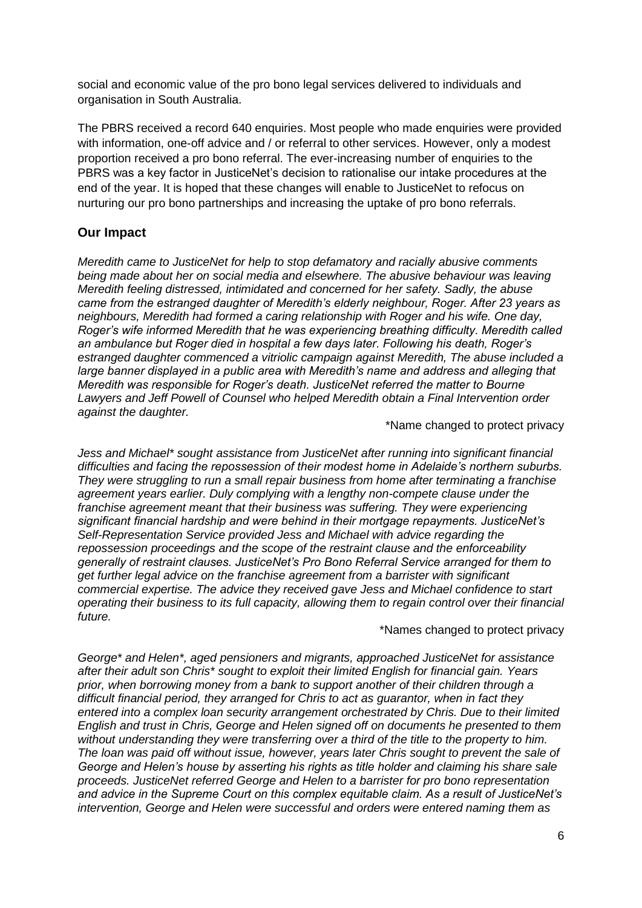social and economic value of the pro bono legal services delivered to individuals and organisation in South Australia.

The PBRS received a record 640 enquiries. Most people who made enquiries were provided with information, one-off advice and / or referral to other services. However, only a modest proportion received a pro bono referral. The ever-increasing number of enquiries to the PBRS was a key factor in JusticeNet's decision to rationalise our intake procedures at the end of the year. It is hoped that these changes will enable to JusticeNet to refocus on nurturing our pro bono partnerships and increasing the uptake of pro bono referrals.

## Our Impact

*Meredith came to JusticeNet for help to stop defamatory and racially abusive comments being made about her on social media and elsewhere. The abusive behaviour was leaving Meredith feeling distressed, intimidated and concerned for her safety. Sadly, the abuse came from the estranged daughter of Meredith's elderly neighbour, Roger. After 23 years as neighbours, Meredith had formed a caring relationship with Roger and his wife. One day, Roger's wife informed Meredith that he was experiencing breathing difficulty. Meredith called an ambulance but Roger died in hospital a few days later. Following his death, Roger's estranged daughter commenced a vitriolic campaign against Meredith, The abuse included a large banner displayed in a public area with Meredith's name and address and alleging that Meredith was responsible for Roger's death. JusticeNet referred the matter to Bourne Lawyers and Jeff Powell of Counsel who helped Meredith obtain a Final Intervention order against the daughter.*

*Name changed to protect privacy

*Jess and Michael* sought assistance from JusticeNet after running into significant financial difficulties and facing the repossession of their modest home in Adelaide's northern suburbs. They were struggling to run a small repair business from home after terminating a franchise agreement years earlier. Duly complying with a lengthy non-compete clause under the franchise agreement meant that their business was suffering. They were experiencing significant financial hardship and were behind in their mortgage repayments. JusticeNet's Self-Representation Service provided Jess and Michael with advice regarding the repossession proceedings and the scope of the restraint clause and the enforceability generally of restraint clauses. JusticeNet's Pro Bono Referral Service arranged for them to get further legal advice on the franchise agreement from a barrister with significant commercial expertise. The advice they received gave Jess and Michael confidence to start operating their business to its full capacity, allowing them to regain control over their financial future.*

*Names changed to protect privacy

*George* and Helen*, aged pensioners and migrants, approached JusticeNet for assistance after their adult son Chris* sought to exploit their limited English for financial gain. Years prior, when borrowing money from a bank to support another of their children through a difficult financial period, they arranged for Chris to act as guarantor, when in fact they entered into a complex loan security arrangement orchestrated by Chris. Due to their limited English and trust in Chris, George and Helen signed off on documents he presented to them without understanding they were transferring over a third of the title to the property to him. The loan was paid off without issue, however, years later Chris sought to prevent the sale of George and Helen's house by asserting his rights as title holder and claiming his share sale proceeds. JusticeNet referred George and Helen to a barrister for pro bono representation and advice in the Supreme Court on this complex equitable claim. As a result of JusticeNet's intervention, George and Helen were successful and orders were entered naming them as*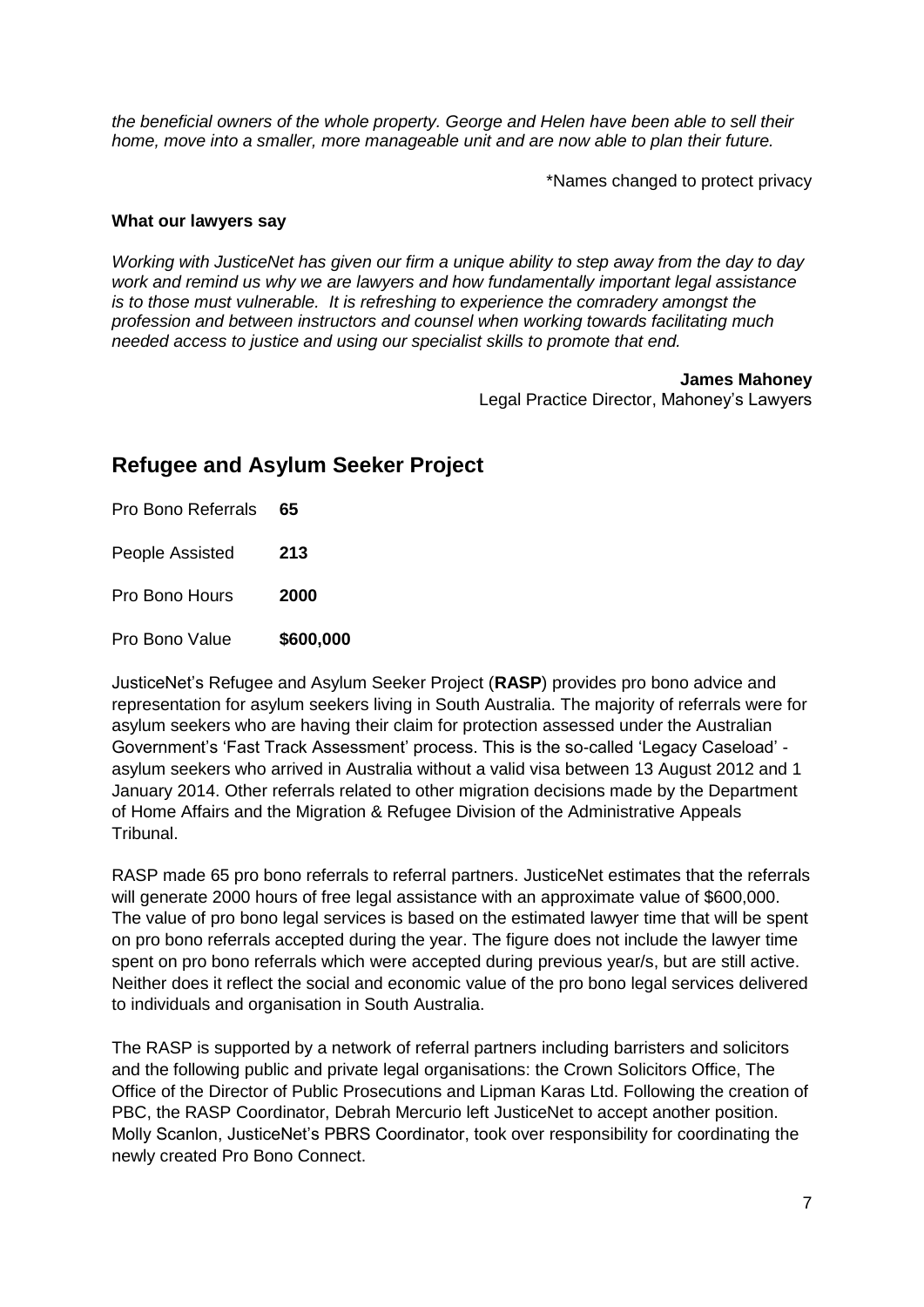*the beneficial owners of the whole property. George and Helen have been able to sell their home, move into a smaller, more manageable unit and are now able to plan their future.*

*Names changed to protect privacy

**What our lawyers say**

*Working with JusticeNet has given our firm a unique ability to step away from the day to day work and remind us why we are lawyers and how fundamentally important legal assistance is to those must vulnerable. It is refreshing to experience the comradery amongst the profession and between instructors and counsel when working towards facilitating much needed access to justice and using our specialist skills to promote that end.*

**James Mahoney**
Legal Practice Director, Mahoney's Lawyers

## Refugee and Asylum Seeker Project

| | |
|---|---|
| Pro Bono Referrals | **65** |
| People Assisted | **213** |
| Pro Bono Hours | **2000** |
| Pro Bono Value | **$600,000** |

JusticeNet's Refugee and Asylum Seeker Project (**RASP**) provides pro bono advice and representation for asylum seekers living in South Australia. The majority of referrals were for asylum seekers who are having their claim for protection assessed under the Australian Government's 'Fast Track Assessment' process. This is the so-called 'Legacy Caseload' - asylum seekers who arrived in Australia without a valid visa between 13 August 2012 and 1 January 2014. Other referrals related to other migration decisions made by the Department of Home Affairs and the Migration & Refugee Division of the Administrative Appeals Tribunal.

RASP made 65 pro bono referrals to referral partners. JusticeNet estimates that the referrals will generate 2000 hours of free legal assistance with an approximate value of $600,000. The value of pro bono legal services is based on the estimated lawyer time that will be spent on pro bono referrals accepted during the year. The figure does not include the lawyer time spent on pro bono referrals which were accepted during previous year/s, but are still active. Neither does it reflect the social and economic value of the pro bono legal services delivered to individuals and organisation in South Australia.

The RASP is supported by a network of referral partners including barristers and solicitors and the following public and private legal organisations: the Crown Solicitors Office, The Office of the Director of Public Prosecutions and Lipman Karas Ltd. Following the creation of PBC, the RASP Coordinator, Debrah Mercurio left JusticeNet to accept another position. Molly Scanlon, JusticeNet's PBRS Coordinator, took over responsibility for coordinating the newly created Pro Bono Connect.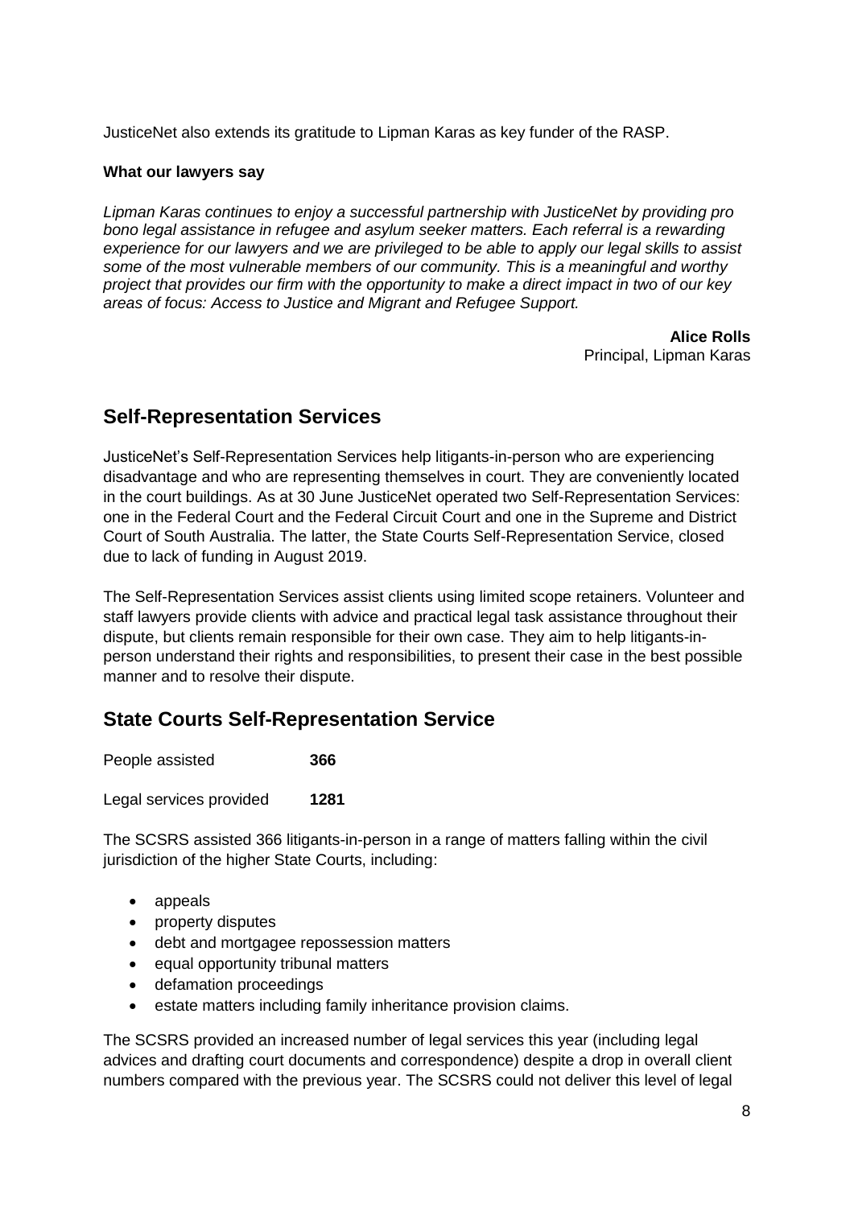JusticeNet also extends its gratitude to Lipman Karas as key funder of the RASP.

**What our lawyers say**

*Lipman Karas continues to enjoy a successful partnership with JusticeNet by providing pro bono legal assistance in refugee and asylum seeker matters. Each referral is a rewarding experience for our lawyers and we are privileged to be able to apply our legal skills to assist some of the most vulnerable members of our community. This is a meaningful and worthy project that provides our firm with the opportunity to make a direct impact in two of our key areas of focus: Access to Justice and Migrant and Refugee Support.*

**Alice Rolls**
Principal, Lipman Karas

## Self-Representation Services

JusticeNet's Self-Representation Services help litigants-in-person who are experiencing disadvantage and who are representing themselves in court. They are conveniently located in the court buildings. As at 30 June JusticeNet operated two Self-Representation Services: one in the Federal Court and the Federal Circuit Court and one in the Supreme and District Court of South Australia. The latter, the State Courts Self-Representation Service, closed due to lack of funding in August 2019.

The Self-Representation Services assist clients using limited scope retainers. Volunteer and staff lawyers provide clients with advice and practical legal task assistance throughout their dispute, but clients remain responsible for their own case. They aim to help litigants-in-person understand their rights and responsibilities, to present their case in the best possible manner and to resolve their dispute.

## State Courts Self-Representation Service

People assisted **366**

Legal services provided **1281**

The SCSRS assisted 366 litigants-in-person in a range of matters falling within the civil jurisdiction of the higher State Courts, including:

- appeals
- property disputes
- debt and mortgagee repossession matters
- equal opportunity tribunal matters
- defamation proceedings
- estate matters including family inheritance provision claims.

The SCSRS provided an increased number of legal services this year (including legal advices and drafting court documents and correspondence) despite a drop in overall client numbers compared with the previous year. The SCSRS could not deliver this level of legal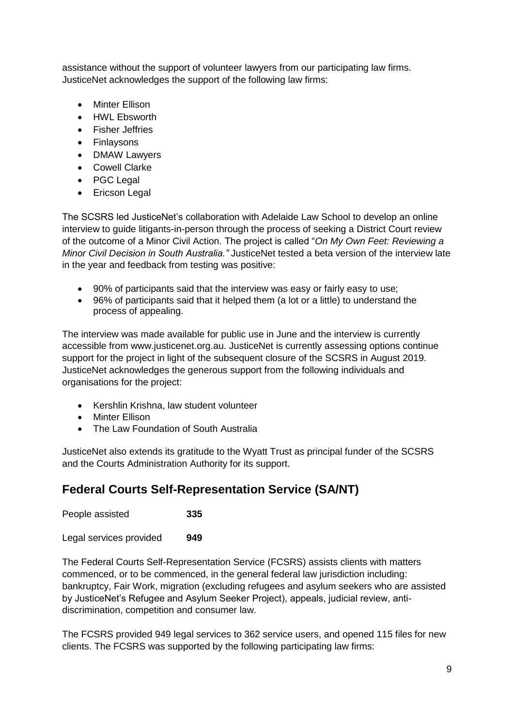assistance without the support of volunteer lawyers from our participating law firms. JusticeNet acknowledges the support of the following law firms:

- Minter Ellison
- HWL Ebsworth
- Fisher Jeffries
- Finlaysons
- DMAW Lawyers
- Cowell Clarke
- PGC Legal
- Ericson Legal

The SCSRS led JusticeNet's collaboration with Adelaide Law School to develop an online interview to guide litigants-in-person through the process of seeking a District Court review of the outcome of a Minor Civil Action. The project is called "*On My Own Feet: Reviewing a Minor Civil Decision in South Australia."* JusticeNet tested a beta version of the interview late in the year and feedback from testing was positive:

- 90% of participants said that the interview was easy or fairly easy to use;
- 96% of participants said that it helped them (a lot or a little) to understand the process of appealing.

The interview was made available for public use in June and the interview is currently accessible from www.justicenet.org.au. JusticeNet is currently assessing options continue support for the project in light of the subsequent closure of the SCSRS in August 2019. JusticeNet acknowledges the generous support from the following individuals and organisations for the project:

- Kershlin Krishna, law student volunteer
- Minter Ellison
- The Law Foundation of South Australia

JusticeNet also extends its gratitude to the Wyatt Trust as principal funder of the SCSRS and the Courts Administration Authority for its support.

## Federal Courts Self-Representation Service (SA/NT)

People assisted **335**

Legal services provided **949**

The Federal Courts Self-Representation Service (FCSRS) assists clients with matters commenced, or to be commenced, in the general federal law jurisdiction including: bankruptcy, Fair Work, migration (excluding refugees and asylum seekers who are assisted by JusticeNet's Refugee and Asylum Seeker Project), appeals, judicial review, anti-discrimination, competition and consumer law.

The FCSRS provided 949 legal services to 362 service users, and opened 115 files for new clients. The FCSRS was supported by the following participating law firms: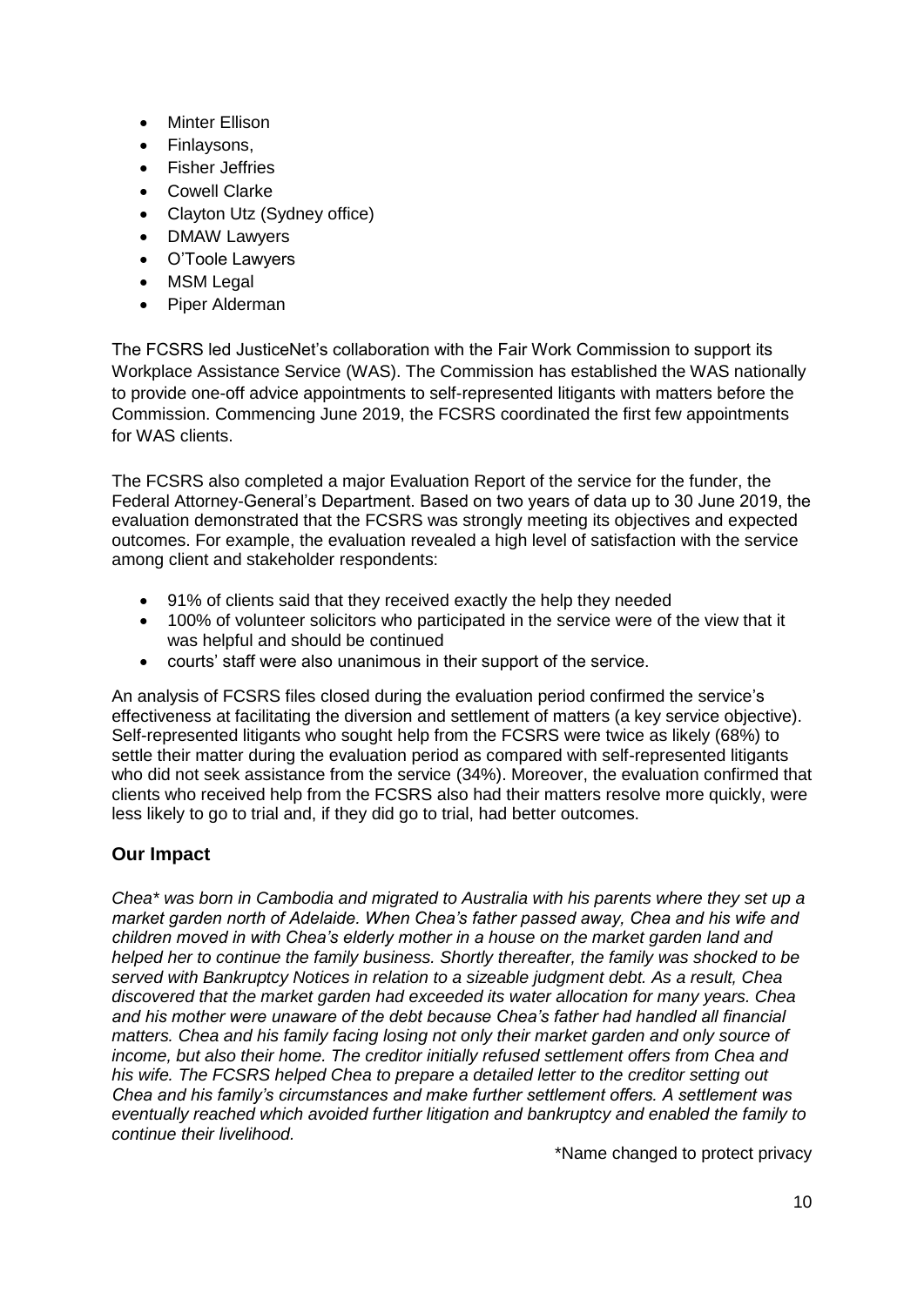- Minter Ellison
- Finlaysons,
- Fisher Jeffries
- Cowell Clarke
- Clayton Utz (Sydney office)
- DMAW Lawyers
- O'Toole Lawyers
- MSM Legal
- Piper Alderman

The FCSRS led JusticeNet's collaboration with the Fair Work Commission to support its Workplace Assistance Service (WAS). The Commission has established the WAS nationally to provide one-off advice appointments to self-represented litigants with matters before the Commission. Commencing June 2019, the FCSRS coordinated the first few appointments for WAS clients.

The FCSRS also completed a major Evaluation Report of the service for the funder, the Federal Attorney-General's Department. Based on two years of data up to 30 June 2019, the evaluation demonstrated that the FCSRS was strongly meeting its objectives and expected outcomes. For example, the evaluation revealed a high level of satisfaction with the service among client and stakeholder respondents:

- 91% of clients said that they received exactly the help they needed
- 100% of volunteer solicitors who participated in the service were of the view that it was helpful and should be continued
- courts' staff were also unanimous in their support of the service.

An analysis of FCSRS files closed during the evaluation period confirmed the service's effectiveness at facilitating the diversion and settlement of matters (a key service objective). Self-represented litigants who sought help from the FCSRS were twice as likely (68%) to settle their matter during the evaluation period as compared with self-represented litigants who did not seek assistance from the service (34%). Moreover, the evaluation confirmed that clients who received help from the FCSRS also had their matters resolve more quickly, were less likely to go to trial and, if they did go to trial, had better outcomes.

## Our Impact

*Chea\* was born in Cambodia and migrated to Australia with his parents where they set up a market garden north of Adelaide. When Chea's father passed away, Chea and his wife and children moved in with Chea's elderly mother in a house on the market garden land and helped her to continue the family business. Shortly thereafter, the family was shocked to be served with Bankruptcy Notices in relation to a sizeable judgment debt. As a result, Chea discovered that the market garden had exceeded its water allocation for many years. Chea and his mother were unaware of the debt because Chea's father had handled all financial matters. Chea and his family facing losing not only their market garden and only source of income, but also their home. The creditor initially refused settlement offers from Chea and his wife. The FCSRS helped Chea to prepare a detailed letter to the creditor setting out Chea and his family's circumstances and make further settlement offers. A settlement was eventually reached which avoided further litigation and bankruptcy and enabled the family to continue their livelihood.*

*Name changed to protect privacy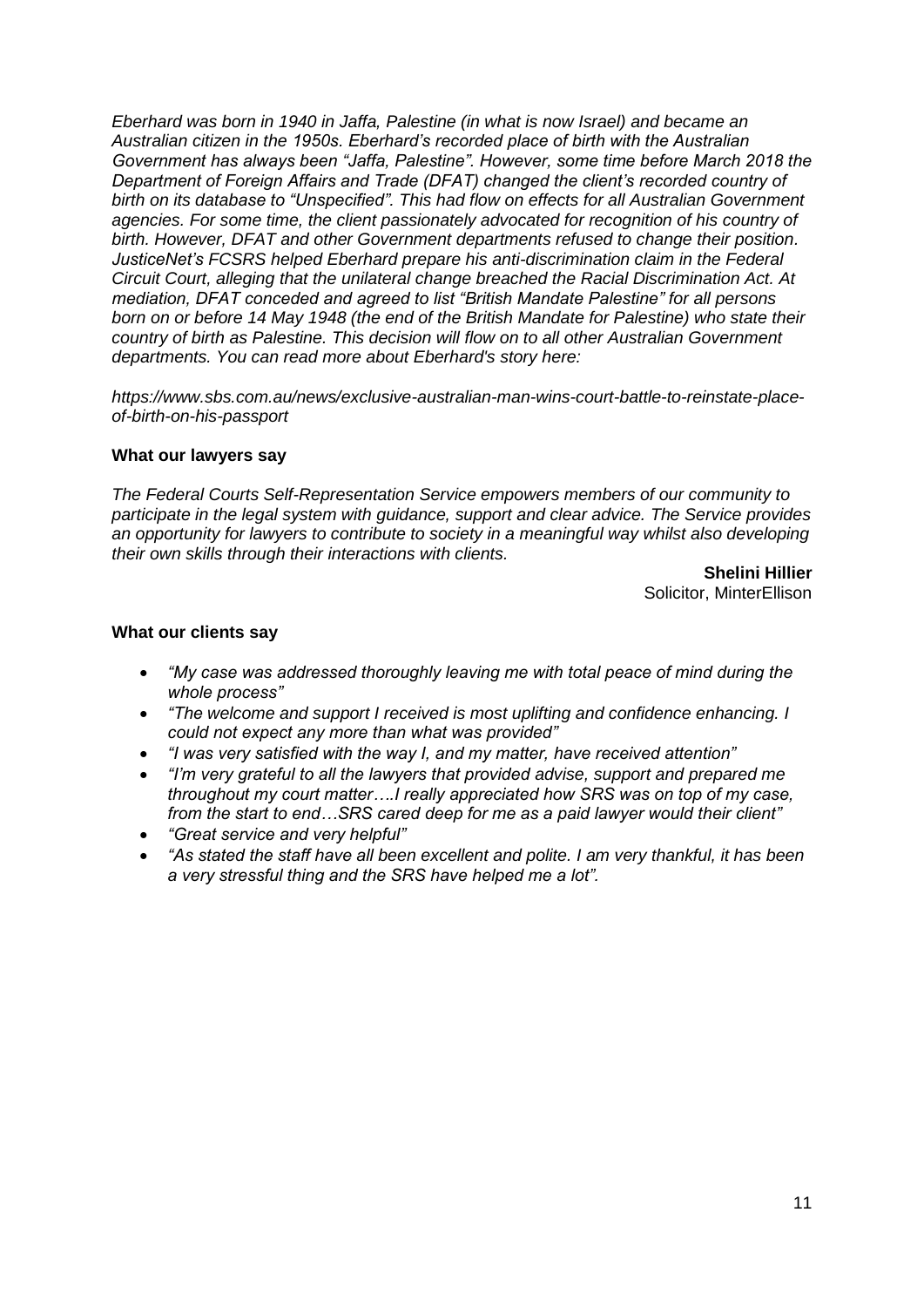*Eberhard was born in 1940 in Jaffa, Palestine (in what is now Israel) and became an Australian citizen in the 1950s. Eberhard's recorded place of birth with the Australian Government has always been "Jaffa, Palestine". However, some time before March 2018 the Department of Foreign Affairs and Trade (DFAT) changed the client's recorded country of birth on its database to "Unspecified". This had flow on effects for all Australian Government agencies. For some time, the client passionately advocated for recognition of his country of birth. However, DFAT and other Government departments refused to change their position. JusticeNet's FCSRS helped Eberhard prepare his anti-discrimination claim in the Federal Circuit Court, alleging that the unilateral change breached the Racial Discrimination Act. At mediation, DFAT conceded and agreed to list "British Mandate Palestine" for all persons born on or before 14 May 1948 (the end of the British Mandate for Palestine) who state their country of birth as Palestine. This decision will flow on to all other Australian Government departments. You can read more about Eberhard's story here:*

*https://www.sbs.com.au/news/exclusive-australian-man-wins-court-battle-to-reinstate-place-of-birth-on-his-passport*

**What our lawyers say**

*The Federal Courts Self-Representation Service empowers members of our community to participate in the legal system with guidance, support and clear advice. The Service provides an opportunity for lawyers to contribute to society in a meaningful way whilst also developing their own skills through their interactions with clients.*

**Shelini Hillier**
Solicitor, MinterEllison

**What our clients say**

- *"My case was addressed thoroughly leaving me with total peace of mind during the whole process"*
- *"The welcome and support I received is most uplifting and confidence enhancing. I could not expect any more than what was provided"*
- *"I was very satisfied with the way I, and my matter, have received attention"*
- *"I'm very grateful to all the lawyers that provided advise, support and prepared me throughout my court matter….I really appreciated how SRS was on top of my case, from the start to end…SRS cared deep for me as a paid lawyer would their client"*
- *"Great service and very helpful"*
- *"As stated the staff have all been excellent and polite. I am very thankful, it has been a very stressful thing and the SRS have helped me a lot".*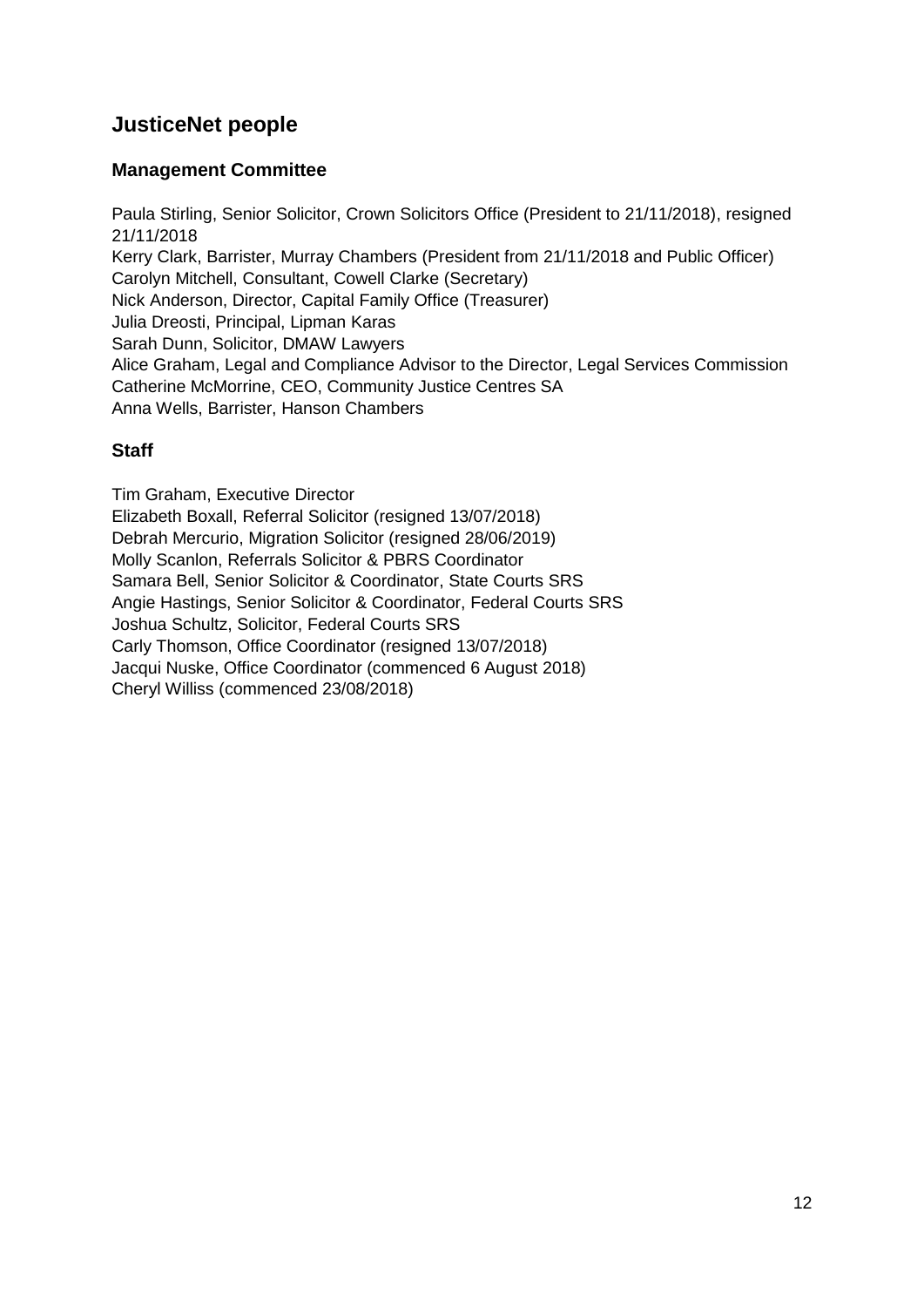## JusticeNet people

### Management Committee

Paula Stirling, Senior Solicitor, Crown Solicitors Office (President to 21/11/2018), resigned 21/11/2018
Kerry Clark, Barrister, Murray Chambers (President from 21/11/2018 and Public Officer)
Carolyn Mitchell, Consultant, Cowell Clarke (Secretary)
Nick Anderson, Director, Capital Family Office (Treasurer)
Julia Dreosti, Principal, Lipman Karas
Sarah Dunn, Solicitor, DMAW Lawyers
Alice Graham, Legal and Compliance Advisor to the Director, Legal Services Commission
Catherine McMorrine, CEO, Community Justice Centres SA
Anna Wells, Barrister, Hanson Chambers

### Staff

Tim Graham, Executive Director
Elizabeth Boxall, Referral Solicitor (resigned 13/07/2018)
Debrah Mercurio, Migration Solicitor (resigned 28/06/2019)
Molly Scanlon, Referrals Solicitor & PBRS Coordinator
Samara Bell, Senior Solicitor & Coordinator, State Courts SRS
Angie Hastings, Senior Solicitor & Coordinator, Federal Courts SRS
Joshua Schultz, Solicitor, Federal Courts SRS
Carly Thomson, Office Coordinator (resigned 13/07/2018)
Jacqui Nuske, Office Coordinator (commenced 6 August 2018)
Cheryl Williss (commenced 23/08/2018)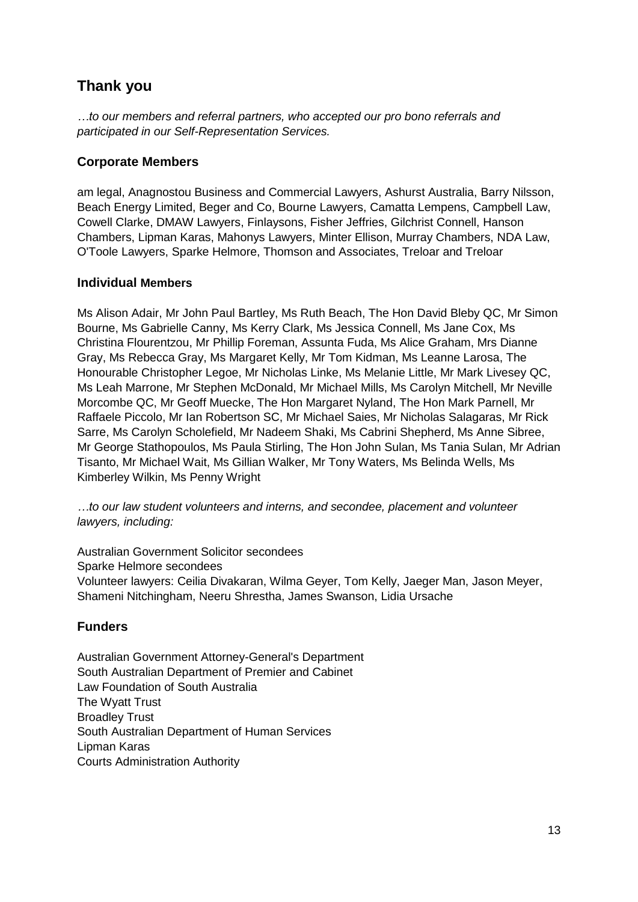## Thank you

*…to our members and referral partners, who accepted our pro bono referrals and participated in our Self-Representation Services.*

### Corporate Members

am legal, Anagnostou Business and Commercial Lawyers, Ashurst Australia, Barry Nilsson, Beach Energy Limited, Beger and Co, Bourne Lawyers, Camatta Lempens, Campbell Law, Cowell Clarke, DMAW Lawyers, Finlaysons, Fisher Jeffries, Gilchrist Connell, Hanson Chambers, Lipman Karas, Mahonys Lawyers, Minter Ellison, Murray Chambers, NDA Law, O'Toole Lawyers, Sparke Helmore, Thomson and Associates, Treloar and Treloar

### Individual Members

Ms Alison Adair, Mr John Paul Bartley, Ms Ruth Beach, The Hon David Bleby QC, Mr Simon Bourne, Ms Gabrielle Canny, Ms Kerry Clark, Ms Jessica Connell, Ms Jane Cox, Ms Christina Flourentzou, Mr Phillip Foreman, Assunta Fuda, Ms Alice Graham, Mrs Dianne Gray, Ms Rebecca Gray, Ms Margaret Kelly, Mr Tom Kidman, Ms Leanne Larosa, The Honourable Christopher Legoe, Mr Nicholas Linke, Ms Melanie Little, Mr Mark Livesey QC, Ms Leah Marrone, Mr Stephen McDonald, Mr Michael Mills, Ms Carolyn Mitchell, Mr Neville Morcombe QC, Mr Geoff Muecke, The Hon Margaret Nyland, The Hon Mark Parnell, Mr Raffaele Piccolo, Mr Ian Robertson SC, Mr Michael Saies, Mr Nicholas Salagaras, Mr Rick Sarre, Ms Carolyn Scholefield, Mr Nadeem Shaki, Ms Cabrini Shepherd, Ms Anne Sibree, Mr George Stathopoulos, Ms Paula Stirling, The Hon John Sulan, Ms Tania Sulan, Mr Adrian Tisanto, Mr Michael Wait, Ms Gillian Walker, Mr Tony Waters, Ms Belinda Wells, Ms Kimberley Wilkin, Ms Penny Wright

*…to our law student volunteers and interns, and secondee, placement and volunteer lawyers, including:*

Australian Government Solicitor secondees
Sparke Helmore secondees
Volunteer lawyers: Ceilia Divakaran, Wilma Geyer, Tom Kelly, Jaeger Man, Jason Meyer, Shameni Nitchingham, Neeru Shrestha, James Swanson, Lidia Ursache

### Funders

Australian Government Attorney-General's Department
South Australian Department of Premier and Cabinet
Law Foundation of South Australia
The Wyatt Trust
Broadley Trust
South Australian Department of Human Services
Lipman Karas
Courts Administration Authority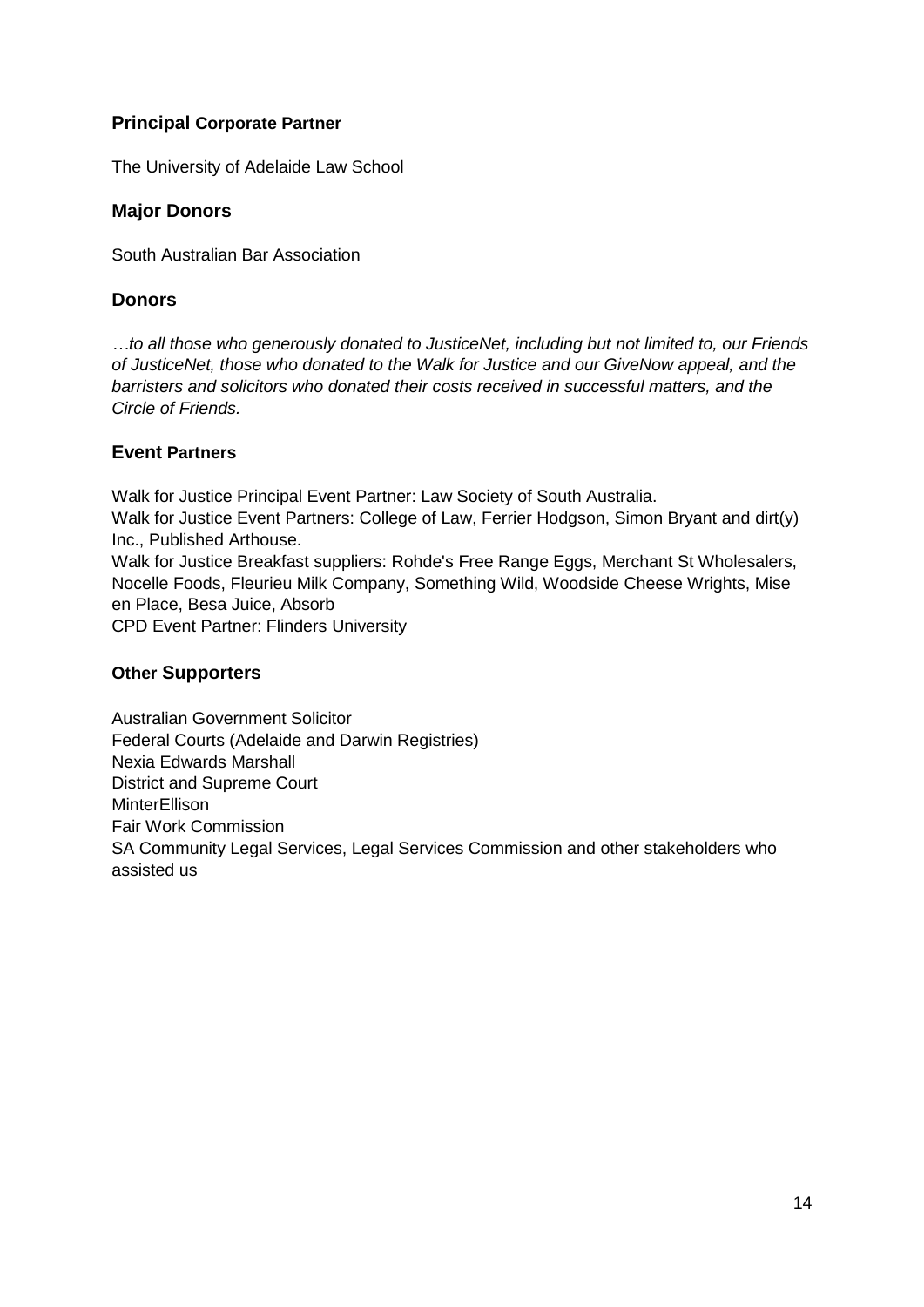## **Principal Corporate Partner**

The University of Adelaide Law School

## **Major Donors**

South Australian Bar Association

## **Donors**

*…to all those who generously donated to JusticeNet, including but not limited to, our Friends of JusticeNet, those who donated to the Walk for Justice and our GiveNow appeal, and the barristers and solicitors who donated their costs received in successful matters, and the Circle of Friends.*

## **Event Partners**

Walk for Justice Principal Event Partner: Law Society of South Australia.
Walk for Justice Event Partners: College of Law, Ferrier Hodgson, Simon Bryant and dirt(y) Inc., Published Arthouse.
Walk for Justice Breakfast suppliers: Rohde's Free Range Eggs, Merchant St Wholesalers, Nocelle Foods, Fleurieu Milk Company, Something Wild, Woodside Cheese Wrights, Mise en Place, Besa Juice, Absorb
CPD Event Partner: Flinders University

## **Other Supporters**

Australian Government Solicitor
Federal Courts (Adelaide and Darwin Registries)
Nexia Edwards Marshall
District and Supreme Court
MinterEllison
Fair Work Commission
SA Community Legal Services, Legal Services Commission and other stakeholders who assisted us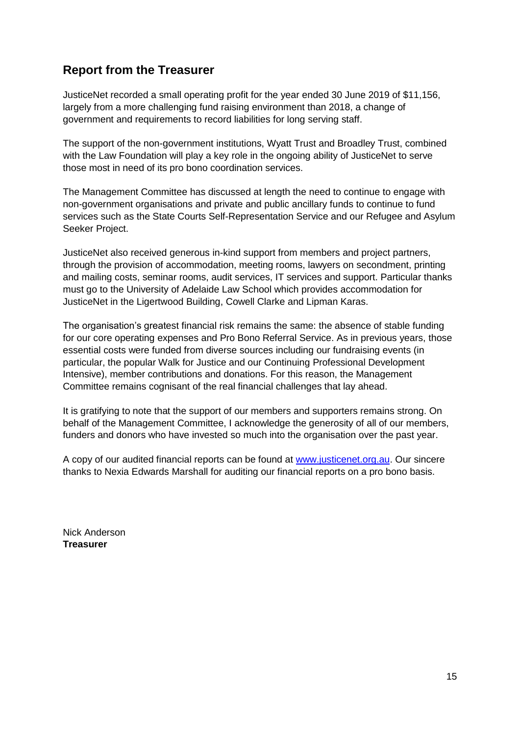## Report from the Treasurer

JusticeNet recorded a small operating profit for the year ended 30 June 2019 of $11,156, largely from a more challenging fund raising environment than 2018, a change of government and requirements to record liabilities for long serving staff.

The support of the non-government institutions, Wyatt Trust and Broadley Trust, combined with the Law Foundation will play a key role in the ongoing ability of JusticeNet to serve those most in need of its pro bono coordination services.

The Management Committee has discussed at length the need to continue to engage with non-government organisations and private and public ancillary funds to continue to fund services such as the State Courts Self-Representation Service and our Refugee and Asylum Seeker Project.

JusticeNet also received generous in-kind support from members and project partners, through the provision of accommodation, meeting rooms, lawyers on secondment, printing and mailing costs, seminar rooms, audit services, IT services and support. Particular thanks must go to the University of Adelaide Law School which provides accommodation for JusticeNet in the Ligertwood Building, Cowell Clarke and Lipman Karas.

The organisation's greatest financial risk remains the same: the absence of stable funding for our core operating expenses and Pro Bono Referral Service. As in previous years, those essential costs were funded from diverse sources including our fundraising events (in particular, the popular Walk for Justice and our Continuing Professional Development Intensive), member contributions and donations. For this reason, the Management Committee remains cognisant of the real financial challenges that lay ahead.

It is gratifying to note that the support of our members and supporters remains strong. On behalf of the Management Committee, I acknowledge the generosity of all of our members, funders and donors who have invested so much into the organisation over the past year.

A copy of our audited financial reports can be found at [www.justicenet.org.au](http://www.justicenet.org.au). Our sincere thanks to Nexia Edwards Marshall for auditing our financial reports on a pro bono basis.

Nick Anderson
**Treasurer**